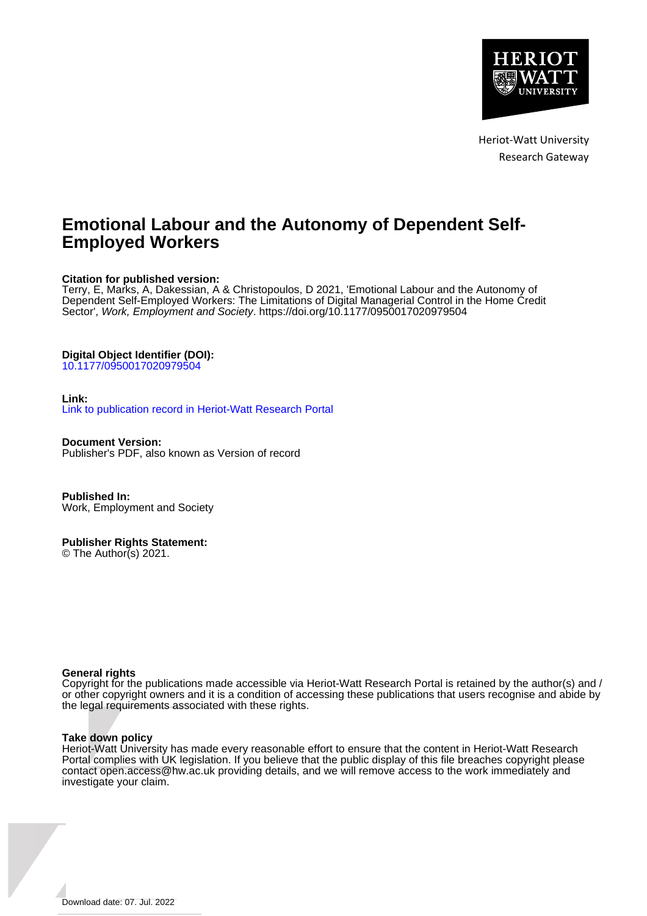Heriot-Watt University
Research Gateway

# Emotional Labour and the Autonomy of Dependent Self-Employed Workers

**Citation for published version:**
Terry, E, Marks, A, Dakessian, A & Christopoulos, D 2021, 'Emotional Labour and the Autonomy of Dependent Self-Employed Workers: The Limitations of Digital Managerial Control in the Home Credit Sector', *Work, Employment and Society*. https://doi.org/10.1177/0950017020979504

**Digital Object Identifier (DOI):**
10.1177/0950017020979504

**Link:**
Link to publication record in Heriot-Watt Research Portal

**Document Version:**
Publisher's PDF, also known as Version of record

**Published In:**
Work, Employment and Society

**Publisher Rights Statement:**
© The Author(s) 2021.

**General rights**
Copyright for the publications made accessible via Heriot-Watt Research Portal is retained by the author(s) and / or other copyright owners and it is a condition of accessing these publications that users recognise and abide by the legal requirements associated with these rights.

**Take down policy**
Heriot-Watt University has made every reasonable effort to ensure that the content in Heriot-Watt Research Portal complies with UK legislation. If you believe that the public display of this file breaches copyright please contact open.access@hw.ac.uk providing details, and we will remove access to the work immediately and investigate your claim.

Download date: 07. Jul. 2022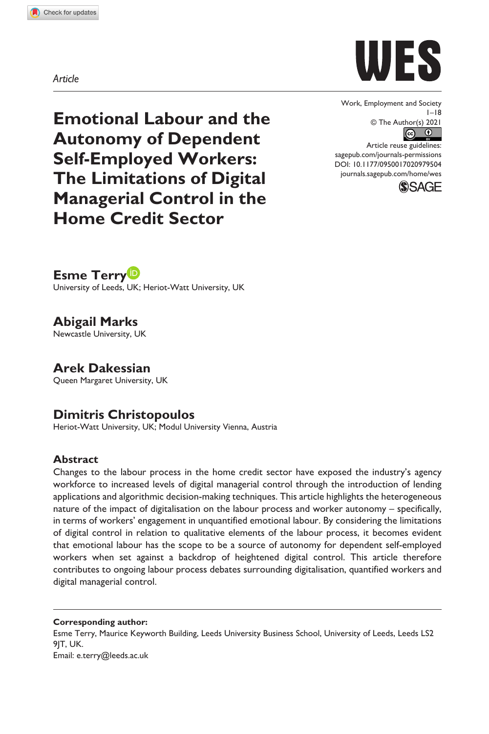Article

# Emotional Labour and the Autonomy of Dependent Self-Employed Workers: The Limitations of Digital Managerial Control in the Home Credit Sector

Work, Employment and Society
1–18
© The Author(s) 2021
Article reuse guidelines:
sagepub.com/journals-permissions
DOI: 10.1177/0950017020979504
journals.sagepub.com/home/wes

**Esme Terry**
University of Leeds, UK; Heriot-Watt University, UK

**Abigail Marks**
Newcastle University, UK

**Arek Dakessian**
Queen Margaret University, UK

**Dimitris Christopoulos**
Heriot-Watt University, UK; Modul University Vienna, Austria

## Abstract

Changes to the labour process in the home credit sector have exposed the industry's agency workforce to increased levels of digital managerial control through the introduction of lending applications and algorithmic decision-making techniques. This article highlights the heterogeneous nature of the impact of digitalisation on the labour process and worker autonomy – specifically, in terms of workers' engagement in unquantified emotional labour. By considering the limitations of digital control in relation to qualitative elements of the labour process, it becomes evident that emotional labour has the scope to be a source of autonomy for dependent self-employed workers when set against a backdrop of heightened digital control. This article therefore contributes to ongoing labour process debates surrounding digitalisation, quantified workers and digital managerial control.

**Corresponding author:**
Esme Terry, Maurice Keyworth Building, Leeds University Business School, University of Leeds, Leeds LS2 9JT, UK.
Email: e.terry@leeds.ac.uk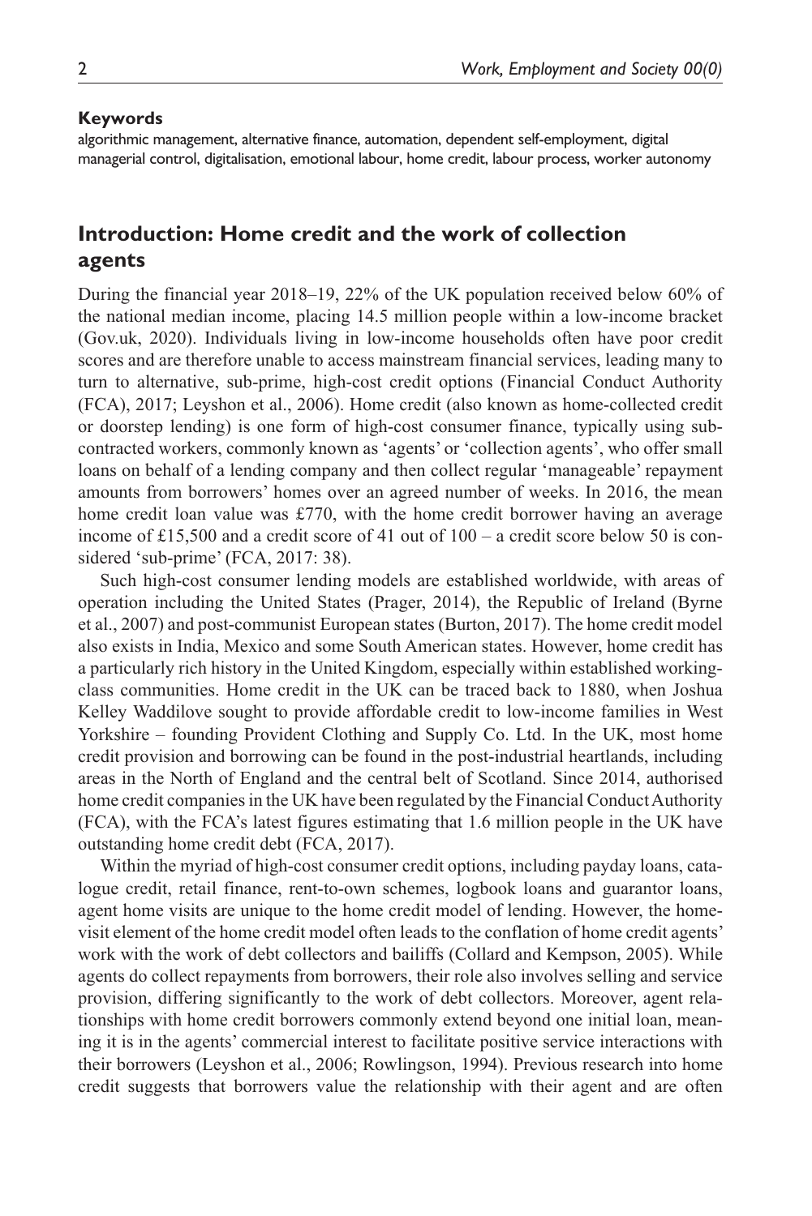**Keywords**

algorithmic management, alternative finance, automation, dependent self-employment, digital managerial control, digitalisation, emotional labour, home credit, labour process, worker autonomy

## Introduction: Home credit and the work of collection agents

During the financial year 2018–19, 22% of the UK population received below 60% of the national median income, placing 14.5 million people within a low-income bracket (Gov.uk, 2020). Individuals living in low-income households often have poor credit scores and are therefore unable to access mainstream financial services, leading many to turn to alternative, sub-prime, high-cost credit options (Financial Conduct Authority (FCA), 2017; Leyshon et al., 2006). Home credit (also known as home-collected credit or doorstep lending) is one form of high-cost consumer finance, typically using subcontracted workers, commonly known as 'agents' or 'collection agents', who offer small loans on behalf of a lending company and then collect regular 'manageable' repayment amounts from borrowers' homes over an agreed number of weeks. In 2016, the mean home credit loan value was £770, with the home credit borrower having an average income of £15,500 and a credit score of 41 out of 100 – a credit score below 50 is considered 'sub-prime' (FCA, 2017: 38).

Such high-cost consumer lending models are established worldwide, with areas of operation including the United States (Prager, 2014), the Republic of Ireland (Byrne et al., 2007) and post-communist European states (Burton, 2017). The home credit model also exists in India, Mexico and some South American states. However, home credit has a particularly rich history in the United Kingdom, especially within established working-class communities. Home credit in the UK can be traced back to 1880, when Joshua Kelley Waddilove sought to provide affordable credit to low-income families in West Yorkshire – founding Provident Clothing and Supply Co. Ltd. In the UK, most home credit provision and borrowing can be found in the post-industrial heartlands, including areas in the North of England and the central belt of Scotland. Since 2014, authorised home credit companies in the UK have been regulated by the Financial Conduct Authority (FCA), with the FCA's latest figures estimating that 1.6 million people in the UK have outstanding home credit debt (FCA, 2017).

Within the myriad of high-cost consumer credit options, including payday loans, catalogue credit, retail finance, rent-to-own schemes, logbook loans and guarantor loans, agent home visits are unique to the home credit model of lending. However, the home-visit element of the home credit model often leads to the conflation of home credit agents' work with the work of debt collectors and bailiffs (Collard and Kempson, 2005). While agents do collect repayments from borrowers, their role also involves selling and service provision, differing significantly to the work of debt collectors. Moreover, agent relationships with home credit borrowers commonly extend beyond one initial loan, meaning it is in the agents' commercial interest to facilitate positive service interactions with their borrowers (Leyshon et al., 2006; Rowlingson, 1994). Previous research into home credit suggests that borrowers value the relationship with their agent and are often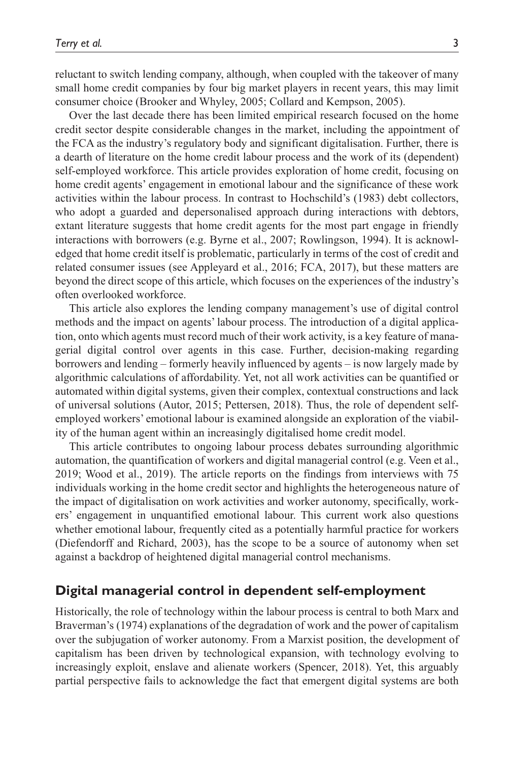reluctant to switch lending company, although, when coupled with the takeover of many small home credit companies by four big market players in recent years, this may limit consumer choice (Brooker and Whyley, 2005; Collard and Kempson, 2005).

Over the last decade there has been limited empirical research focused on the home credit sector despite considerable changes in the market, including the appointment of the FCA as the industry's regulatory body and significant digitalisation. Further, there is a dearth of literature on the home credit labour process and the work of its (dependent) self-employed workforce. This article provides exploration of home credit, focusing on home credit agents' engagement in emotional labour and the significance of these work activities within the labour process. In contrast to Hochschild's (1983) debt collectors, who adopt a guarded and depersonalised approach during interactions with debtors, extant literature suggests that home credit agents for the most part engage in friendly interactions with borrowers (e.g. Byrne et al., 2007; Rowlingson, 1994). It is acknowledged that home credit itself is problematic, particularly in terms of the cost of credit and related consumer issues (see Appleyard et al., 2016; FCA, 2017), but these matters are beyond the direct scope of this article, which focuses on the experiences of the industry's often overlooked workforce.

This article also explores the lending company management's use of digital control methods and the impact on agents' labour process. The introduction of a digital application, onto which agents must record much of their work activity, is a key feature of managerial digital control over agents in this case. Further, decision-making regarding borrowers and lending – formerly heavily influenced by agents – is now largely made by algorithmic calculations of affordability. Yet, not all work activities can be quantified or automated within digital systems, given their complex, contextual constructions and lack of universal solutions (Autor, 2015; Pettersen, 2018). Thus, the role of dependent self-employed workers' emotional labour is examined alongside an exploration of the viability of the human agent within an increasingly digitalised home credit model.

This article contributes to ongoing labour process debates surrounding algorithmic automation, the quantification of workers and digital managerial control (e.g. Veen et al., 2019; Wood et al., 2019). The article reports on the findings from interviews with 75 individuals working in the home credit sector and highlights the heterogeneous nature of the impact of digitalisation on work activities and worker autonomy, specifically, workers' engagement in unquantified emotional labour. This current work also questions whether emotional labour, frequently cited as a potentially harmful practice for workers (Diefendorff and Richard, 2003), has the scope to be a source of autonomy when set against a backdrop of heightened digital managerial control mechanisms.

## Digital managerial control in dependent self-employment

Historically, the role of technology within the labour process is central to both Marx and Braverman's (1974) explanations of the degradation of work and the power of capitalism over the subjugation of worker autonomy. From a Marxist position, the development of capitalism has been driven by technological expansion, with technology evolving to increasingly exploit, enslave and alienate workers (Spencer, 2018). Yet, this arguably partial perspective fails to acknowledge the fact that emergent digital systems are both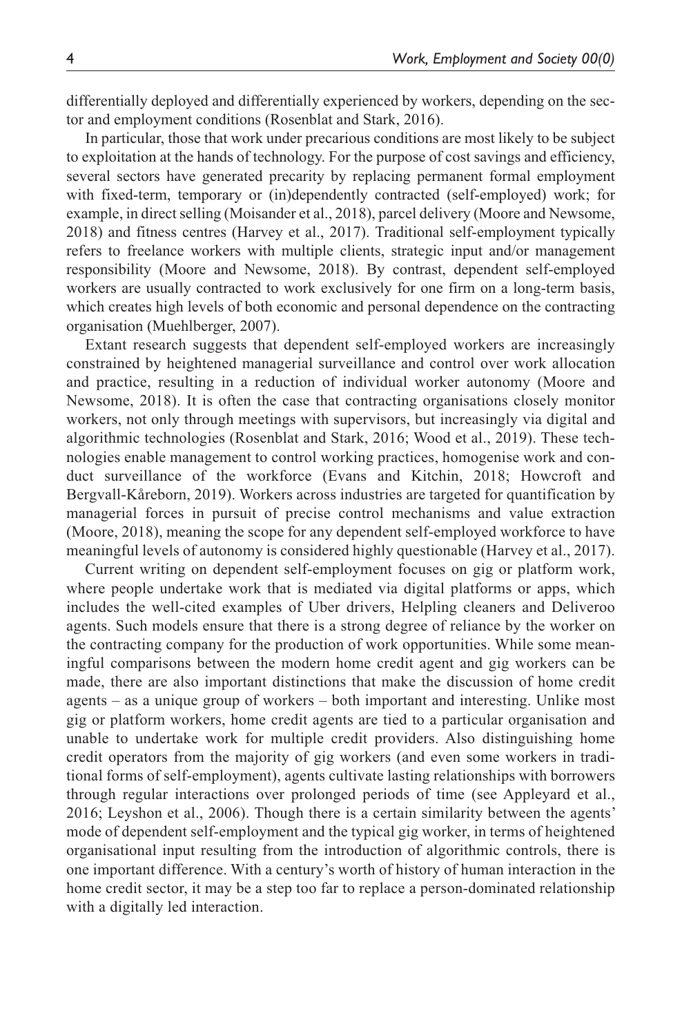differentially deployed and differentially experienced by workers, depending on the sector and employment conditions (Rosenblat and Stark, 2016).

In particular, those that work under precarious conditions are most likely to be subject to exploitation at the hands of technology. For the purpose of cost savings and efficiency, several sectors have generated precarity by replacing permanent formal employment with fixed-term, temporary or (in)dependently contracted (self-employed) work; for example, in direct selling (Moisander et al., 2018), parcel delivery (Moore and Newsome, 2018) and fitness centres (Harvey et al., 2017). Traditional self-employment typically refers to freelance workers with multiple clients, strategic input and/or management responsibility (Moore and Newsome, 2018). By contrast, dependent self-employed workers are usually contracted to work exclusively for one firm on a long-term basis, which creates high levels of both economic and personal dependence on the contracting organisation (Muehlberger, 2007).

Extant research suggests that dependent self-employed workers are increasingly constrained by heightened managerial surveillance and control over work allocation and practice, resulting in a reduction of individual worker autonomy (Moore and Newsome, 2018). It is often the case that contracting organisations closely monitor workers, not only through meetings with supervisors, but increasingly via digital and algorithmic technologies (Rosenblat and Stark, 2016; Wood et al., 2019). These technologies enable management to control working practices, homogenise work and conduct surveillance of the workforce (Evans and Kitchin, 2018; Howcroft and Bergvall-Kåreborn, 2019). Workers across industries are targeted for quantification by managerial forces in pursuit of precise control mechanisms and value extraction (Moore, 2018), meaning the scope for any dependent self-employed workforce to have meaningful levels of autonomy is considered highly questionable (Harvey et al., 2017).

Current writing on dependent self-employment focuses on gig or platform work, where people undertake work that is mediated via digital platforms or apps, which includes the well-cited examples of Uber drivers, Helpling cleaners and Deliveroo agents. Such models ensure that there is a strong degree of reliance by the worker on the contracting company for the production of work opportunities. While some meaningful comparisons between the modern home credit agent and gig workers can be made, there are also important distinctions that make the discussion of home credit agents – as a unique group of workers – both important and interesting. Unlike most gig or platform workers, home credit agents are tied to a particular organisation and unable to undertake work for multiple credit providers. Also distinguishing home credit operators from the majority of gig workers (and even some workers in traditional forms of self-employment), agents cultivate lasting relationships with borrowers through regular interactions over prolonged periods of time (see Appleyard et al., 2016; Leyshon et al., 2006). Though there is a certain similarity between the agents' mode of dependent self-employment and the typical gig worker, in terms of heightened organisational input resulting from the introduction of algorithmic controls, there is one important difference. With a century's worth of history of human interaction in the home credit sector, it may be a step too far to replace a person-dominated relationship with a digitally led interaction.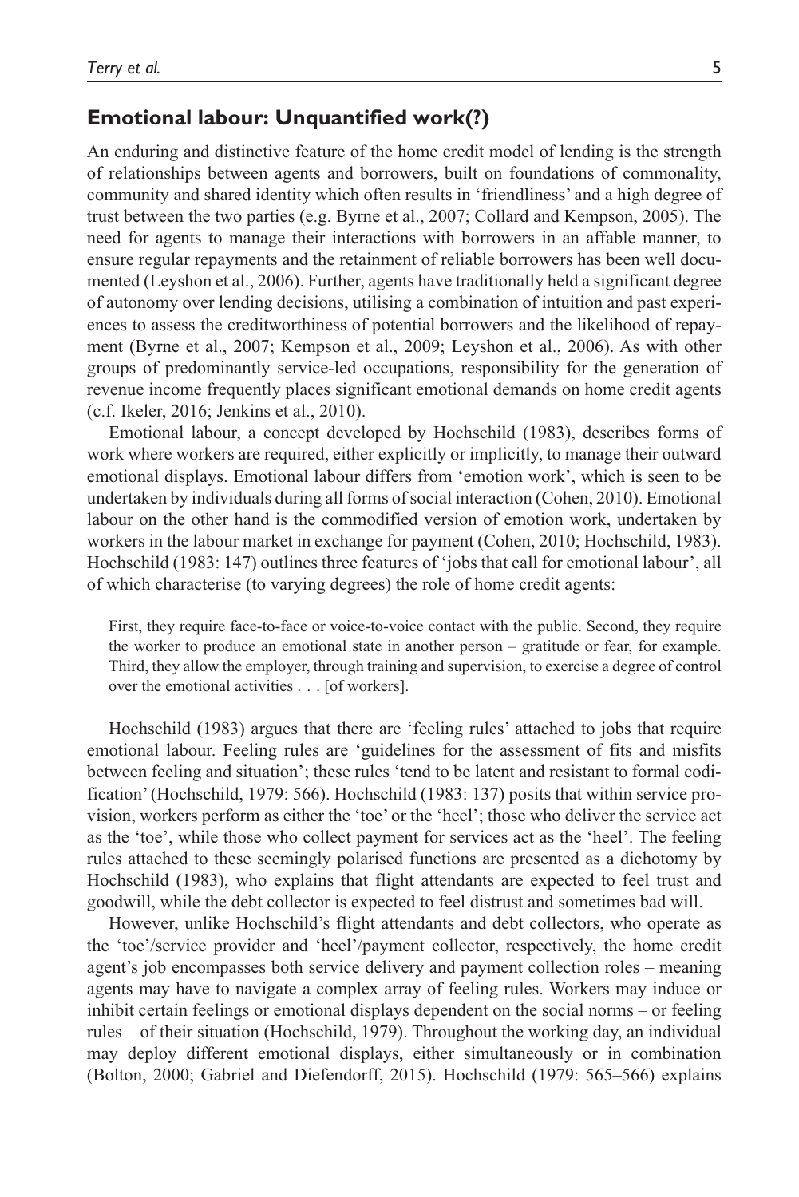## Emotional labour: Unquantified work(?)

An enduring and distinctive feature of the home credit model of lending is the strength of relationships between agents and borrowers, built on foundations of commonality, community and shared identity which often results in 'friendliness' and a high degree of trust between the two parties (e.g. Byrne et al., 2007; Collard and Kempson, 2005). The need for agents to manage their interactions with borrowers in an affable manner, to ensure regular repayments and the retainment of reliable borrowers has been well documented (Leyshon et al., 2006). Further, agents have traditionally held a significant degree of autonomy over lending decisions, utilising a combination of intuition and past experiences to assess the creditworthiness of potential borrowers and the likelihood of repayment (Byrne et al., 2007; Kempson et al., 2009; Leyshon et al., 2006). As with other groups of predominantly service-led occupations, responsibility for the generation of revenue income frequently places significant emotional demands on home credit agents (c.f. Ikeler, 2016; Jenkins et al., 2010).

Emotional labour, a concept developed by Hochschild (1983), describes forms of work where workers are required, either explicitly or implicitly, to manage their outward emotional displays. Emotional labour differs from 'emotion work', which is seen to be undertaken by individuals during all forms of social interaction (Cohen, 2010). Emotional labour on the other hand is the commodified version of emotion work, undertaken by workers in the labour market in exchange for payment (Cohen, 2010; Hochschild, 1983). Hochschild (1983: 147) outlines three features of 'jobs that call for emotional labour', all of which characterise (to varying degrees) the role of home credit agents:

> First, they require face-to-face or voice-to-voice contact with the public. Second, they require the worker to produce an emotional state in another person – gratitude or fear, for example. Third, they allow the employer, through training and supervision, to exercise a degree of control over the emotional activities . . . [of workers].

Hochschild (1983) argues that there are 'feeling rules' attached to jobs that require emotional labour. Feeling rules are 'guidelines for the assessment of fits and misfits between feeling and situation'; these rules 'tend to be latent and resistant to formal codification' (Hochschild, 1979: 566). Hochschild (1983: 137) posits that within service provision, workers perform as either the 'toe' or the 'heel'; those who deliver the service act as the 'toe', while those who collect payment for services act as the 'heel'. The feeling rules attached to these seemingly polarised functions are presented as a dichotomy by Hochschild (1983), who explains that flight attendants are expected to feel trust and goodwill, while the debt collector is expected to feel distrust and sometimes bad will.

However, unlike Hochschild's flight attendants and debt collectors, who operate as the 'toe'/service provider and 'heel'/payment collector, respectively, the home credit agent's job encompasses both service delivery and payment collection roles – meaning agents may have to navigate a complex array of feeling rules. Workers may induce or inhibit certain feelings or emotional displays dependent on the social norms – or feeling rules – of their situation (Hochschild, 1979). Throughout the working day, an individual may deploy different emotional displays, either simultaneously or in combination (Bolton, 2000; Gabriel and Diefendorff, 2015). Hochschild (1979: 565–566) explains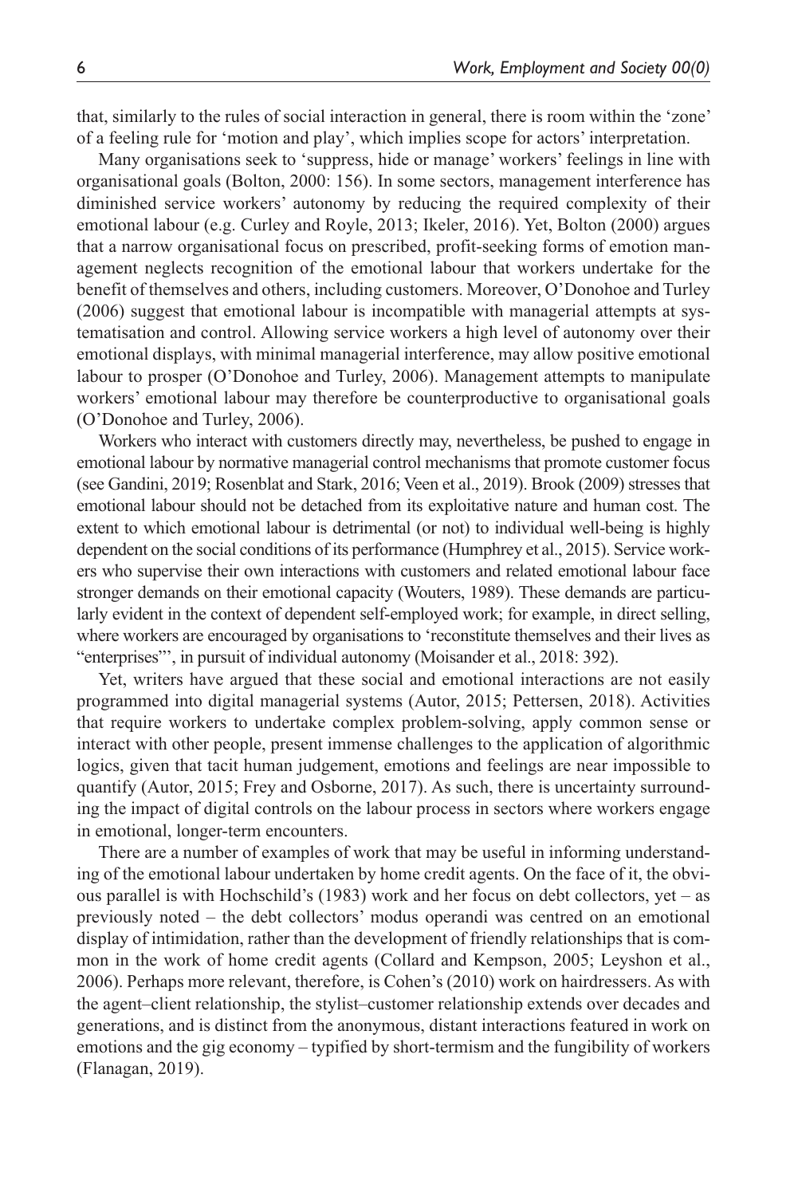that, similarly to the rules of social interaction in general, there is room within the 'zone' of a feeling rule for 'motion and play', which implies scope for actors' interpretation.

Many organisations seek to 'suppress, hide or manage' workers' feelings in line with organisational goals (Bolton, 2000: 156). In some sectors, management interference has diminished service workers' autonomy by reducing the required complexity of their emotional labour (e.g. Curley and Royle, 2013; Ikeler, 2016). Yet, Bolton (2000) argues that a narrow organisational focus on prescribed, profit-seeking forms of emotion management neglects recognition of the emotional labour that workers undertake for the benefit of themselves and others, including customers. Moreover, O'Donohoe and Turley (2006) suggest that emotional labour is incompatible with managerial attempts at systematisation and control. Allowing service workers a high level of autonomy over their emotional displays, with minimal managerial interference, may allow positive emotional labour to prosper (O'Donohoe and Turley, 2006). Management attempts to manipulate workers' emotional labour may therefore be counterproductive to organisational goals (O'Donohoe and Turley, 2006).

Workers who interact with customers directly may, nevertheless, be pushed to engage in emotional labour by normative managerial control mechanisms that promote customer focus (see Gandini, 2019; Rosenblat and Stark, 2016; Veen et al., 2019). Brook (2009) stresses that emotional labour should not be detached from its exploitative nature and human cost. The extent to which emotional labour is detrimental (or not) to individual well-being is highly dependent on the social conditions of its performance (Humphrey et al., 2015). Service workers who supervise their own interactions with customers and related emotional labour face stronger demands on their emotional capacity (Wouters, 1989). These demands are particularly evident in the context of dependent self-employed work; for example, in direct selling, where workers are encouraged by organisations to 'reconstitute themselves and their lives as "enterprises"', in pursuit of individual autonomy (Moisander et al., 2018: 392).

Yet, writers have argued that these social and emotional interactions are not easily programmed into digital managerial systems (Autor, 2015; Pettersen, 2018). Activities that require workers to undertake complex problem-solving, apply common sense or interact with other people, present immense challenges to the application of algorithmic logics, given that tacit human judgement, emotions and feelings are near impossible to quantify (Autor, 2015; Frey and Osborne, 2017). As such, there is uncertainty surrounding the impact of digital controls on the labour process in sectors where workers engage in emotional, longer-term encounters.

There are a number of examples of work that may be useful in informing understanding of the emotional labour undertaken by home credit agents. On the face of it, the obvious parallel is with Hochschild's (1983) work and her focus on debt collectors, yet – as previously noted – the debt collectors' modus operandi was centred on an emotional display of intimidation, rather than the development of friendly relationships that is common in the work of home credit agents (Collard and Kempson, 2005; Leyshon et al., 2006). Perhaps more relevant, therefore, is Cohen's (2010) work on hairdressers. As with the agent–client relationship, the stylist–customer relationship extends over decades and generations, and is distinct from the anonymous, distant interactions featured in work on emotions and the gig economy – typified by short-termism and the fungibility of workers (Flanagan, 2019).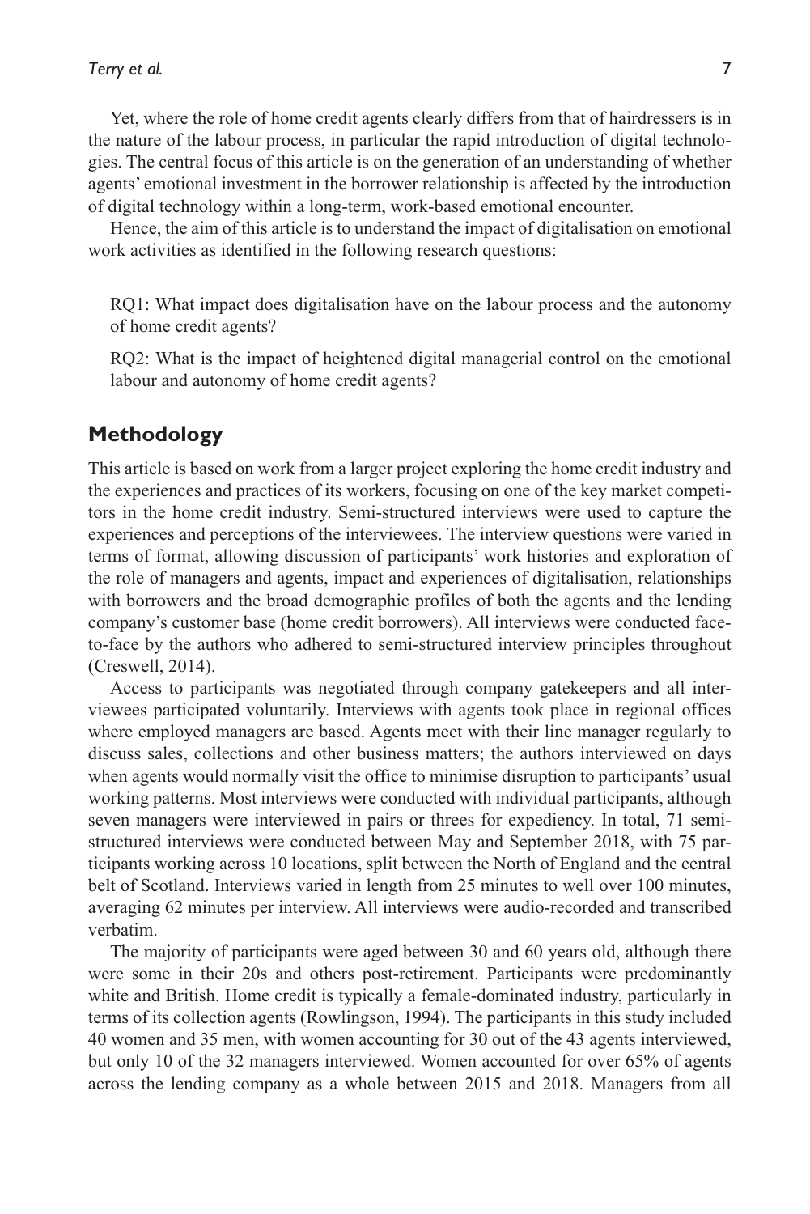Yet, where the role of home credit agents clearly differs from that of hairdressers is in the nature of the labour process, in particular the rapid introduction of digital technologies. The central focus of this article is on the generation of an understanding of whether agents' emotional investment in the borrower relationship is affected by the introduction of digital technology within a long-term, work-based emotional encounter.

Hence, the aim of this article is to understand the impact of digitalisation on emotional work activities as identified in the following research questions:

> RQ1: What impact does digitalisation have on the labour process and the autonomy of home credit agents?
>
> RQ2: What is the impact of heightened digital managerial control on the emotional labour and autonomy of home credit agents?

## Methodology

This article is based on work from a larger project exploring the home credit industry and the experiences and practices of its workers, focusing on one of the key market competitors in the home credit industry. Semi-structured interviews were used to capture the experiences and perceptions of the interviewees. The interview questions were varied in terms of format, allowing discussion of participants' work histories and exploration of the role of managers and agents, impact and experiences of digitalisation, relationships with borrowers and the broad demographic profiles of both the agents and the lending company's customer base (home credit borrowers). All interviews were conducted face-to-face by the authors who adhered to semi-structured interview principles throughout (Creswell, 2014).

Access to participants was negotiated through company gatekeepers and all interviewees participated voluntarily. Interviews with agents took place in regional offices where employed managers are based. Agents meet with their line manager regularly to discuss sales, collections and other business matters; the authors interviewed on days when agents would normally visit the office to minimise disruption to participants' usual working patterns. Most interviews were conducted with individual participants, although seven managers were interviewed in pairs or threes for expediency. In total, 71 semi-structured interviews were conducted between May and September 2018, with 75 participants working across 10 locations, split between the North of England and the central belt of Scotland. Interviews varied in length from 25 minutes to well over 100 minutes, averaging 62 minutes per interview. All interviews were audio-recorded and transcribed verbatim.

The majority of participants were aged between 30 and 60 years old, although there were some in their 20s and others post-retirement. Participants were predominantly white and British. Home credit is typically a female-dominated industry, particularly in terms of its collection agents (Rowlingson, 1994). The participants in this study included 40 women and 35 men, with women accounting for 30 out of the 43 agents interviewed, but only 10 of the 32 managers interviewed. Women accounted for over 65% of agents across the lending company as a whole between 2015 and 2018. Managers from all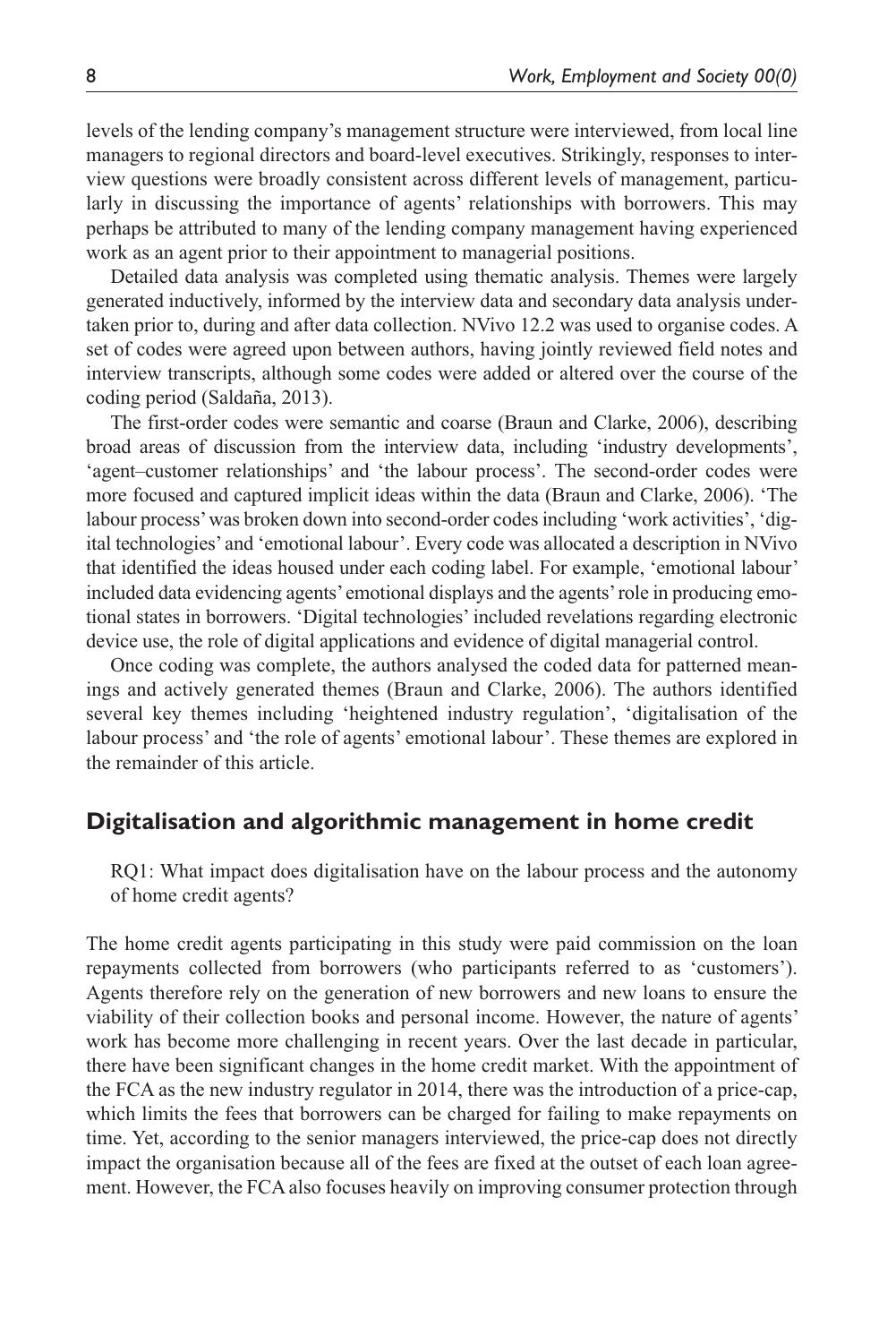levels of the lending company's management structure were interviewed, from local line managers to regional directors and board-level executives. Strikingly, responses to interview questions were broadly consistent across different levels of management, particularly in discussing the importance of agents' relationships with borrowers. This may perhaps be attributed to many of the lending company management having experienced work as an agent prior to their appointment to managerial positions.

Detailed data analysis was completed using thematic analysis. Themes were largely generated inductively, informed by the interview data and secondary data analysis undertaken prior to, during and after data collection. NVivo 12.2 was used to organise codes. A set of codes were agreed upon between authors, having jointly reviewed field notes and interview transcripts, although some codes were added or altered over the course of the coding period (Saldaña, 2013).

The first-order codes were semantic and coarse (Braun and Clarke, 2006), describing broad areas of discussion from the interview data, including 'industry developments', 'agent–customer relationships' and 'the labour process'. The second-order codes were more focused and captured implicit ideas within the data (Braun and Clarke, 2006). 'The labour process' was broken down into second-order codes including 'work activities', 'digital technologies' and 'emotional labour'. Every code was allocated a description in NVivo that identified the ideas housed under each coding label. For example, 'emotional labour' included data evidencing agents' emotional displays and the agents' role in producing emotional states in borrowers. 'Digital technologies' included revelations regarding electronic device use, the role of digital applications and evidence of digital managerial control.

Once coding was complete, the authors analysed the coded data for patterned meanings and actively generated themes (Braun and Clarke, 2006). The authors identified several key themes including 'heightened industry regulation', 'digitalisation of the labour process' and 'the role of agents' emotional labour'. These themes are explored in the remainder of this article.

## Digitalisation and algorithmic management in home credit

> RQ1: What impact does digitalisation have on the labour process and the autonomy of home credit agents?

The home credit agents participating in this study were paid commission on the loan repayments collected from borrowers (who participants referred to as 'customers'). Agents therefore rely on the generation of new borrowers and new loans to ensure the viability of their collection books and personal income. However, the nature of agents' work has become more challenging in recent years. Over the last decade in particular, there have been significant changes in the home credit market. With the appointment of the FCA as the new industry regulator in 2014, there was the introduction of a price-cap, which limits the fees that borrowers can be charged for failing to make repayments on time. Yet, according to the senior managers interviewed, the price-cap does not directly impact the organisation because all of the fees are fixed at the outset of each loan agreement. However, the FCA also focuses heavily on improving consumer protection through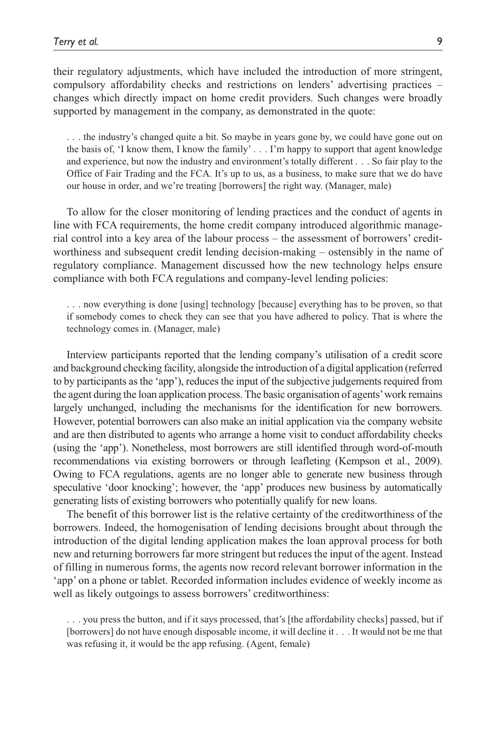their regulatory adjustments, which have included the introduction of more stringent, compulsory affordability checks and restrictions on lenders' advertising practices – changes which directly impact on home credit providers. Such changes were broadly supported by management in the company, as demonstrated in the quote:

> . . . the industry's changed quite a bit. So maybe in years gone by, we could have gone out on the basis of, 'I know them, I know the family' . . . I'm happy to support that agent knowledge and experience, but now the industry and environment's totally different . . . So fair play to the Office of Fair Trading and the FCA. It's up to us, as a business, to make sure that we do have our house in order, and we're treating [borrowers] the right way. (Manager, male)

To allow for the closer monitoring of lending practices and the conduct of agents in line with FCA requirements, the home credit company introduced algorithmic managerial control into a key area of the labour process – the assessment of borrowers' creditworthiness and subsequent credit lending decision-making – ostensibly in the name of regulatory compliance. Management discussed how the new technology helps ensure compliance with both FCA regulations and company-level lending policies:

> . . . now everything is done [using] technology [because] everything has to be proven, so that if somebody comes to check they can see that you have adhered to policy. That is where the technology comes in. (Manager, male)

Interview participants reported that the lending company's utilisation of a credit score and background checking facility, alongside the introduction of a digital application (referred to by participants as the 'app'), reduces the input of the subjective judgements required from the agent during the loan application process. The basic organisation of agents' work remains largely unchanged, including the mechanisms for the identification for new borrowers. However, potential borrowers can also make an initial application via the company website and are then distributed to agents who arrange a home visit to conduct affordability checks (using the 'app'). Nonetheless, most borrowers are still identified through word-of-mouth recommendations via existing borrowers or through leafleting (Kempson et al., 2009). Owing to FCA regulations, agents are no longer able to generate new business through speculative 'door knocking'; however, the 'app' produces new business by automatically generating lists of existing borrowers who potentially qualify for new loans.

The benefit of this borrower list is the relative certainty of the creditworthiness of the borrowers. Indeed, the homogenisation of lending decisions brought about through the introduction of the digital lending application makes the loan approval process for both new and returning borrowers far more stringent but reduces the input of the agent. Instead of filling in numerous forms, the agents now record relevant borrower information in the 'app' on a phone or tablet. Recorded information includes evidence of weekly income as well as likely outgoings to assess borrowers' creditworthiness:

> . . . you press the button, and if it says processed, that's [the affordability checks] passed, but if [borrowers] do not have enough disposable income, it will decline it . . . It would not be me that was refusing it, it would be the app refusing. (Agent, female)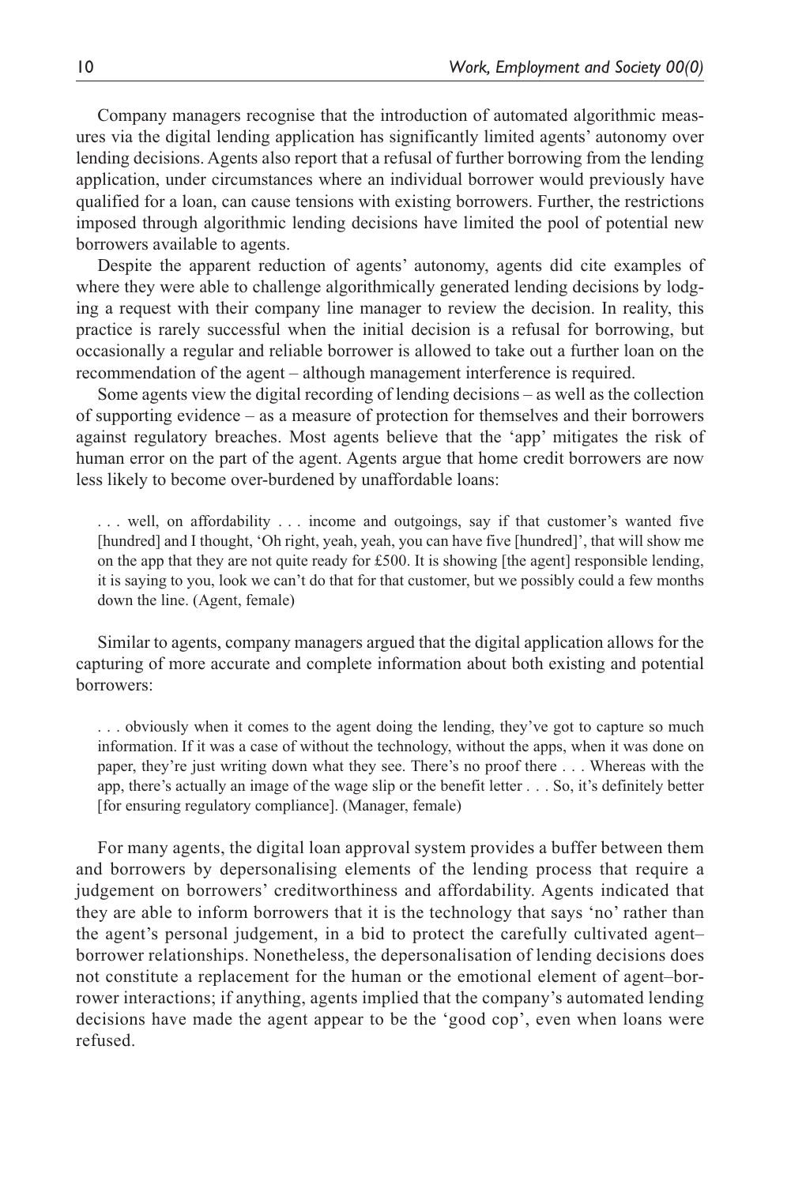Company managers recognise that the introduction of automated algorithmic measures via the digital lending application has significantly limited agents' autonomy over lending decisions. Agents also report that a refusal of further borrowing from the lending application, under circumstances where an individual borrower would previously have qualified for a loan, can cause tensions with existing borrowers. Further, the restrictions imposed through algorithmic lending decisions have limited the pool of potential new borrowers available to agents.

Despite the apparent reduction of agents' autonomy, agents did cite examples of where they were able to challenge algorithmically generated lending decisions by lodging a request with their company line manager to review the decision. In reality, this practice is rarely successful when the initial decision is a refusal for borrowing, but occasionally a regular and reliable borrower is allowed to take out a further loan on the recommendation of the agent – although management interference is required.

Some agents view the digital recording of lending decisions – as well as the collection of supporting evidence – as a measure of protection for themselves and their borrowers against regulatory breaches. Most agents believe that the 'app' mitigates the risk of human error on the part of the agent. Agents argue that home credit borrowers are now less likely to become over-burdened by unaffordable loans:

> . . . well, on affordability . . . income and outgoings, say if that customer's wanted five [hundred] and I thought, 'Oh right, yeah, yeah, you can have five [hundred]', that will show me on the app that they are not quite ready for £500. It is showing [the agent] responsible lending, it is saying to you, look we can't do that for that customer, but we possibly could a few months down the line. (Agent, female)

Similar to agents, company managers argued that the digital application allows for the capturing of more accurate and complete information about both existing and potential borrowers:

> . . . obviously when it comes to the agent doing the lending, they've got to capture so much information. If it was a case of without the technology, without the apps, when it was done on paper, they're just writing down what they see. There's no proof there . . . Whereas with the app, there's actually an image of the wage slip or the benefit letter . . . So, it's definitely better [for ensuring regulatory compliance]. (Manager, female)

For many agents, the digital loan approval system provides a buffer between them and borrowers by depersonalising elements of the lending process that require a judgement on borrowers' creditworthiness and affordability. Agents indicated that they are able to inform borrowers that it is the technology that says 'no' rather than the agent's personal judgement, in a bid to protect the carefully cultivated agent–borrower relationships. Nonetheless, the depersonalisation of lending decisions does not constitute a replacement for the human or the emotional element of agent–borrower interactions; if anything, agents implied that the company's automated lending decisions have made the agent appear to be the 'good cop', even when loans were refused.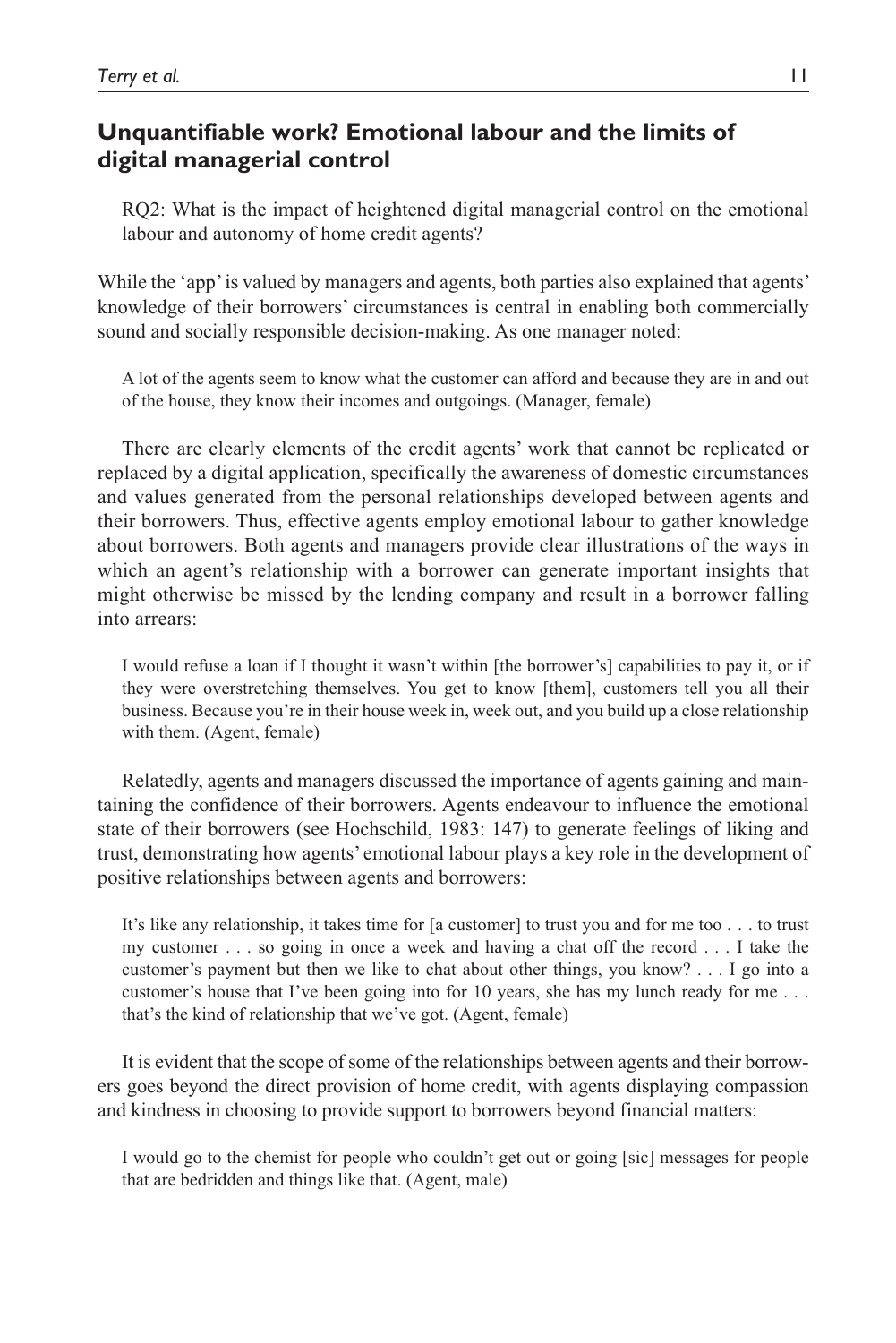## Unquantifiable work? Emotional labour and the limits of digital managerial control

> RQ2: What is the impact of heightened digital managerial control on the emotional labour and autonomy of home credit agents?

While the 'app' is valued by managers and agents, both parties also explained that agents' knowledge of their borrowers' circumstances is central in enabling both commercially sound and socially responsible decision-making. As one manager noted:

> A lot of the agents seem to know what the customer can afford and because they are in and out of the house, they know their incomes and outgoings. (Manager, female)

There are clearly elements of the credit agents' work that cannot be replicated or replaced by a digital application, specifically the awareness of domestic circumstances and values generated from the personal relationships developed between agents and their borrowers. Thus, effective agents employ emotional labour to gather knowledge about borrowers. Both agents and managers provide clear illustrations of the ways in which an agent's relationship with a borrower can generate important insights that might otherwise be missed by the lending company and result in a borrower falling into arrears:

> I would refuse a loan if I thought it wasn't within [the borrower's] capabilities to pay it, or if they were overstretching themselves. You get to know [them], customers tell you all their business. Because you're in their house week in, week out, and you build up a close relationship with them. (Agent, female)

Relatedly, agents and managers discussed the importance of agents gaining and maintaining the confidence of their borrowers. Agents endeavour to influence the emotional state of their borrowers (see Hochschild, 1983: 147) to generate feelings of liking and trust, demonstrating how agents' emotional labour plays a key role in the development of positive relationships between agents and borrowers:

> It's like any relationship, it takes time for [a customer] to trust you and for me too . . . to trust my customer . . . so going in once a week and having a chat off the record . . . I take the customer's payment but then we like to chat about other things, you know? . . . I go into a customer's house that I've been going into for 10 years, she has my lunch ready for me . . . that's the kind of relationship that we've got. (Agent, female)

It is evident that the scope of some of the relationships between agents and their borrowers goes beyond the direct provision of home credit, with agents displaying compassion and kindness in choosing to provide support to borrowers beyond financial matters:

> I would go to the chemist for people who couldn't get out or going [sic] messages for people that are bedridden and things like that. (Agent, male)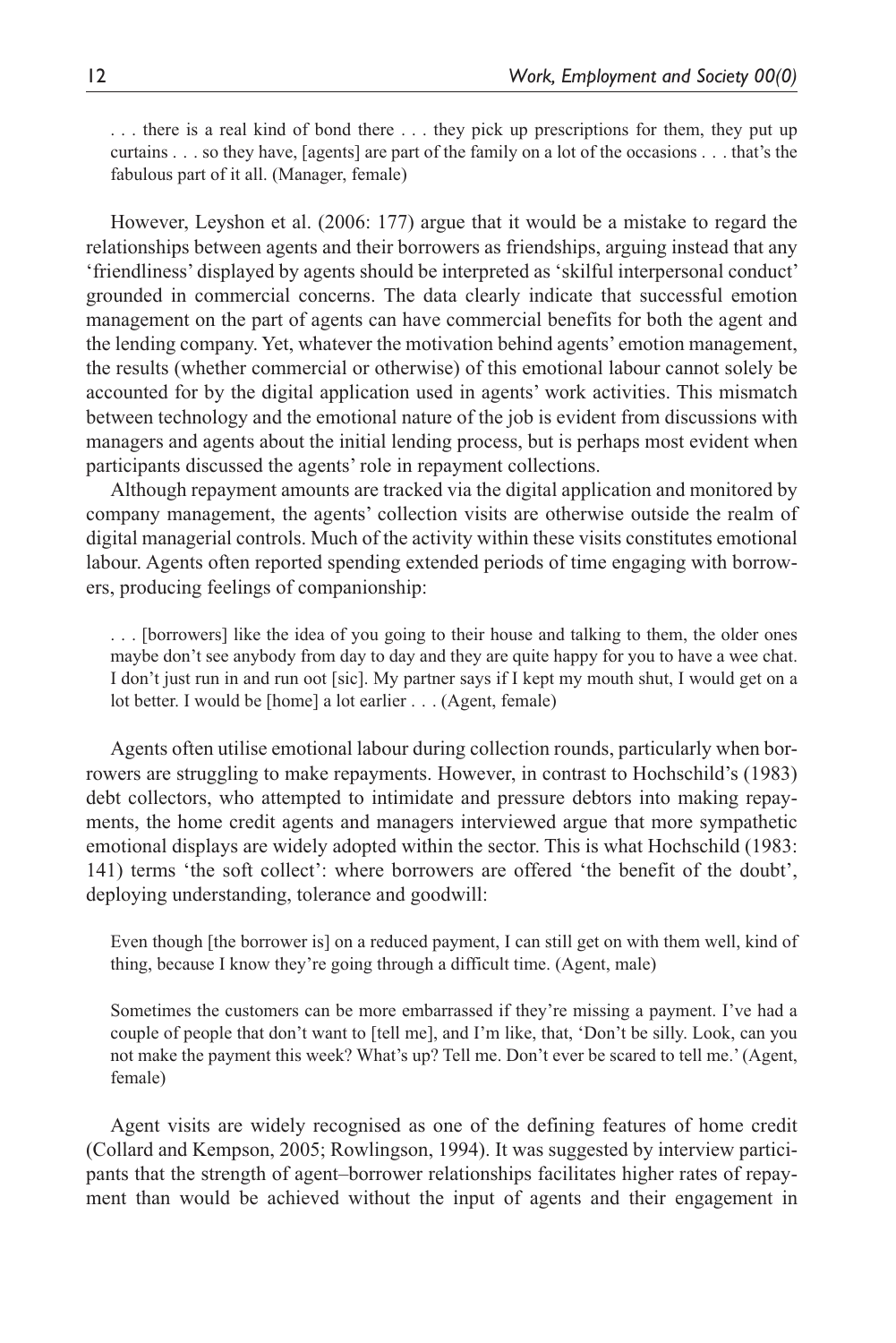. . . there is a real kind of bond there . . . they pick up prescriptions for them, they put up curtains . . . so they have, [agents] are part of the family on a lot of the occasions . . . that's the fabulous part of it all. (Manager, female)

However, Leyshon et al. (2006: 177) argue that it would be a mistake to regard the relationships between agents and their borrowers as friendships, arguing instead that any 'friendliness' displayed by agents should be interpreted as 'skilful interpersonal conduct' grounded in commercial concerns. The data clearly indicate that successful emotion management on the part of agents can have commercial benefits for both the agent and the lending company. Yet, whatever the motivation behind agents' emotion management, the results (whether commercial or otherwise) of this emotional labour cannot solely be accounted for by the digital application used in agents' work activities. This mismatch between technology and the emotional nature of the job is evident from discussions with managers and agents about the initial lending process, but is perhaps most evident when participants discussed the agents' role in repayment collections.

Although repayment amounts are tracked via the digital application and monitored by company management, the agents' collection visits are otherwise outside the realm of digital managerial controls. Much of the activity within these visits constitutes emotional labour. Agents often reported spending extended periods of time engaging with borrowers, producing feelings of companionship:

. . . [borrowers] like the idea of you going to their house and talking to them, the older ones maybe don't see anybody from day to day and they are quite happy for you to have a wee chat. I don't just run in and run oot [sic]. My partner says if I kept my mouth shut, I would get on a lot better. I would be [home] a lot earlier . . . (Agent, female)

Agents often utilise emotional labour during collection rounds, particularly when borrowers are struggling to make repayments. However, in contrast to Hochschild's (1983) debt collectors, who attempted to intimidate and pressure debtors into making repayments, the home credit agents and managers interviewed argue that more sympathetic emotional displays are widely adopted within the sector. This is what Hochschild (1983: 141) terms 'the soft collect': where borrowers are offered 'the benefit of the doubt', deploying understanding, tolerance and goodwill:

Even though [the borrower is] on a reduced payment, I can still get on with them well, kind of thing, because I know they're going through a difficult time. (Agent, male)

Sometimes the customers can be more embarrassed if they're missing a payment. I've had a couple of people that don't want to [tell me], and I'm like, that, 'Don't be silly. Look, can you not make the payment this week? What's up? Tell me. Don't ever be scared to tell me.' (Agent, female)

Agent visits are widely recognised as one of the defining features of home credit (Collard and Kempson, 2005; Rowlingson, 1994). It was suggested by interview participants that the strength of agent–borrower relationships facilitates higher rates of repayment than would be achieved without the input of agents and their engagement in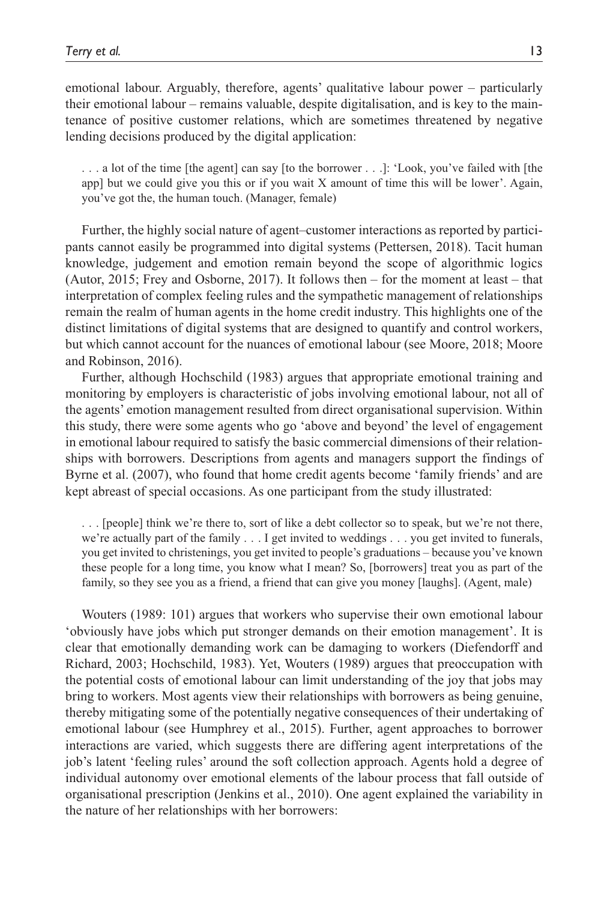emotional labour. Arguably, therefore, agents' qualitative labour power – particularly their emotional labour – remains valuable, despite digitalisation, and is key to the maintenance of positive customer relations, which are sometimes threatened by negative lending decisions produced by the digital application:

> . . . a lot of the time [the agent] can say [to the borrower . . .]: 'Look, you've failed with [the app] but we could give you this or if you wait X amount of time this will be lower'. Again, you've got the, the human touch. (Manager, female)

Further, the highly social nature of agent–customer interactions as reported by participants cannot easily be programmed into digital systems (Pettersen, 2018). Tacit human knowledge, judgement and emotion remain beyond the scope of algorithmic logics (Autor, 2015; Frey and Osborne, 2017). It follows then – for the moment at least – that interpretation of complex feeling rules and the sympathetic management of relationships remain the realm of human agents in the home credit industry. This highlights one of the distinct limitations of digital systems that are designed to quantify and control workers, but which cannot account for the nuances of emotional labour (see Moore, 2018; Moore and Robinson, 2016).

Further, although Hochschild (1983) argues that appropriate emotional training and monitoring by employers is characteristic of jobs involving emotional labour, not all of the agents' emotion management resulted from direct organisational supervision. Within this study, there were some agents who go 'above and beyond' the level of engagement in emotional labour required to satisfy the basic commercial dimensions of their relationships with borrowers. Descriptions from agents and managers support the findings of Byrne et al. (2007), who found that home credit agents become 'family friends' and are kept abreast of special occasions. As one participant from the study illustrated:

> . . . [people] think we're there to, sort of like a debt collector so to speak, but we're not there, we're actually part of the family . . . I get invited to weddings . . . you get invited to funerals, you get invited to christenings, you get invited to people's graduations – because you've known these people for a long time, you know what I mean? So, [borrowers] treat you as part of the family, so they see you as a friend, a friend that can give you money [laughs]. (Agent, male)

Wouters (1989: 101) argues that workers who supervise their own emotional labour 'obviously have jobs which put stronger demands on their emotion management'. It is clear that emotionally demanding work can be damaging to workers (Diefendorff and Richard, 2003; Hochschild, 1983). Yet, Wouters (1989) argues that preoccupation with the potential costs of emotional labour can limit understanding of the joy that jobs may bring to workers. Most agents view their relationships with borrowers as being genuine, thereby mitigating some of the potentially negative consequences of their undertaking of emotional labour (see Humphrey et al., 2015). Further, agent approaches to borrower interactions are varied, which suggests there are differing agent interpretations of the job's latent 'feeling rules' around the soft collection approach. Agents hold a degree of individual autonomy over emotional elements of the labour process that fall outside of organisational prescription (Jenkins et al., 2010). One agent explained the variability in the nature of her relationships with her borrowers: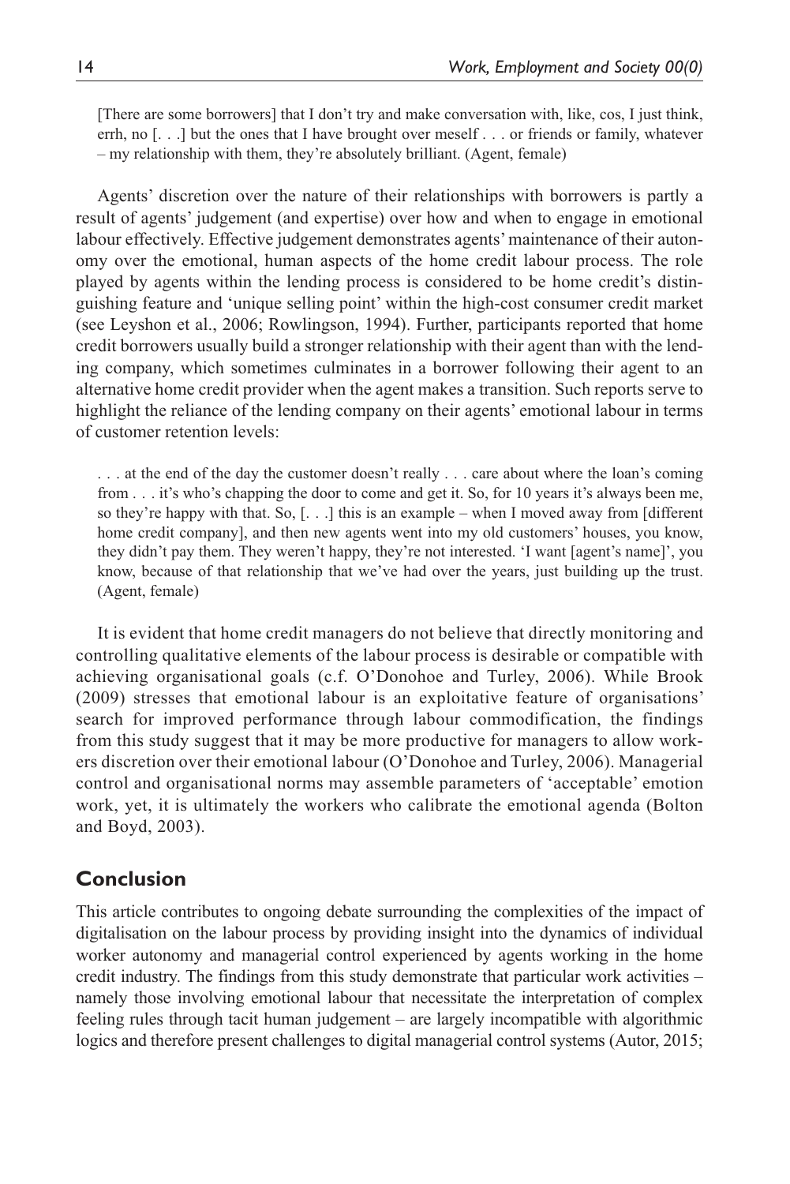> [There are some borrowers] that I don't try and make conversation with, like, cos, I just think, errh, no [. . .] but the ones that I have brought over meself . . . or friends or family, whatever – my relationship with them, they're absolutely brilliant. (Agent, female)

Agents' discretion over the nature of their relationships with borrowers is partly a result of agents' judgement (and expertise) over how and when to engage in emotional labour effectively. Effective judgement demonstrates agents' maintenance of their autonomy over the emotional, human aspects of the home credit labour process. The role played by agents within the lending process is considered to be home credit's distinguishing feature and 'unique selling point' within the high-cost consumer credit market (see Leyshon et al., 2006; Rowlingson, 1994). Further, participants reported that home credit borrowers usually build a stronger relationship with their agent than with the lending company, which sometimes culminates in a borrower following their agent to an alternative home credit provider when the agent makes a transition. Such reports serve to highlight the reliance of the lending company on their agents' emotional labour in terms of customer retention levels:

> . . . at the end of the day the customer doesn't really . . . care about where the loan's coming from . . . it's who's chapping the door to come and get it. So, for 10 years it's always been me, so they're happy with that. So, [. . .] this is an example – when I moved away from [different home credit company], and then new agents went into my old customers' houses, you know, they didn't pay them. They weren't happy, they're not interested. 'I want [agent's name]', you know, because of that relationship that we've had over the years, just building up the trust. (Agent, female)

It is evident that home credit managers do not believe that directly monitoring and controlling qualitative elements of the labour process is desirable or compatible with achieving organisational goals (c.f. O'Donohoe and Turley, 2006). While Brook (2009) stresses that emotional labour is an exploitative feature of organisations' search for improved performance through labour commodification, the findings from this study suggest that it may be more productive for managers to allow workers discretion over their emotional labour (O'Donohoe and Turley, 2006). Managerial control and organisational norms may assemble parameters of 'acceptable' emotion work, yet, it is ultimately the workers who calibrate the emotional agenda (Bolton and Boyd, 2003).

## Conclusion

This article contributes to ongoing debate surrounding the complexities of the impact of digitalisation on the labour process by providing insight into the dynamics of individual worker autonomy and managerial control experienced by agents working in the home credit industry. The findings from this study demonstrate that particular work activities – namely those involving emotional labour that necessitate the interpretation of complex feeling rules through tacit human judgement – are largely incompatible with algorithmic logics and therefore present challenges to digital managerial control systems (Autor, 2015;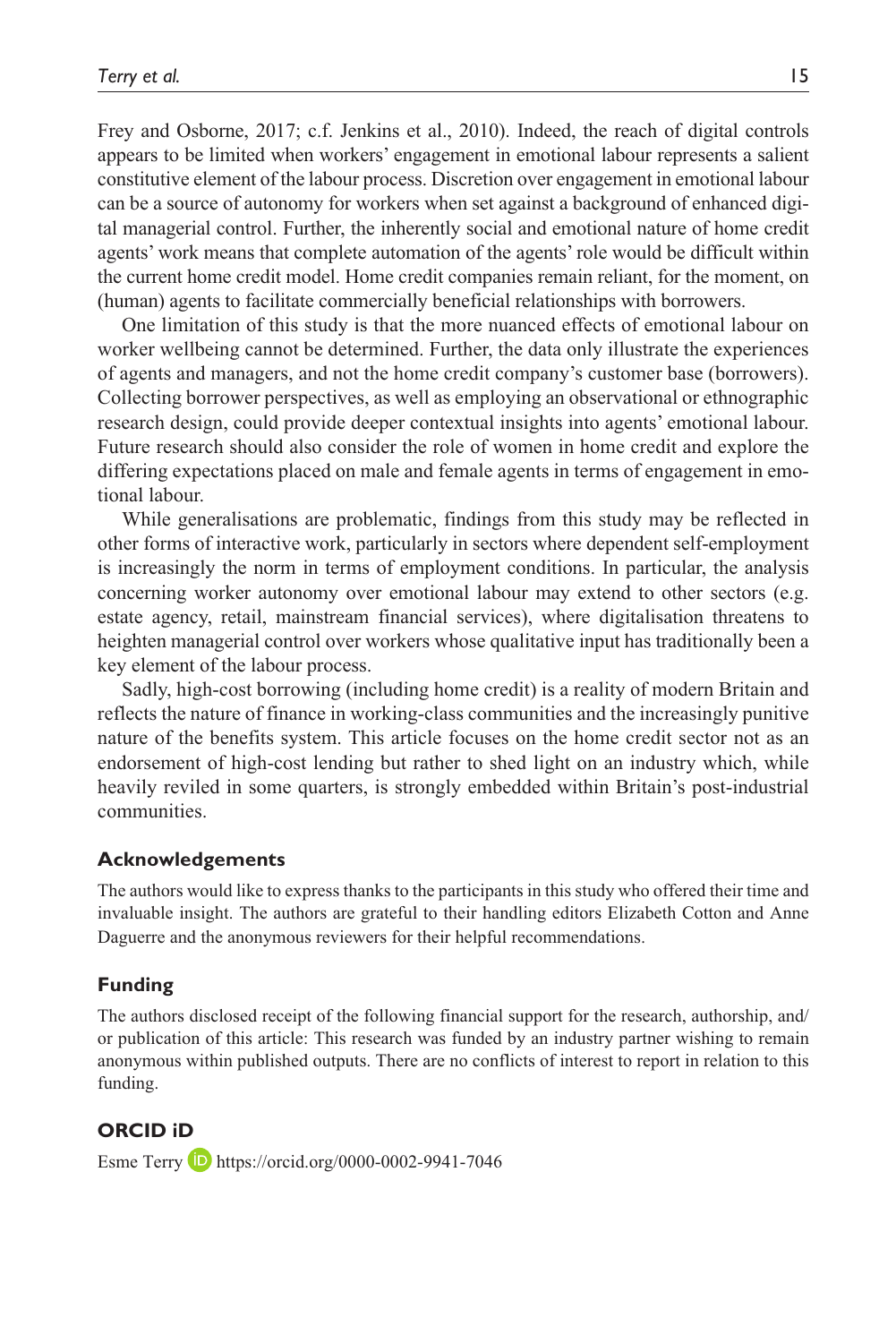Frey and Osborne, 2017; c.f. Jenkins et al., 2010). Indeed, the reach of digital controls appears to be limited when workers' engagement in emotional labour represents a salient constitutive element of the labour process. Discretion over engagement in emotional labour can be a source of autonomy for workers when set against a background of enhanced digital managerial control. Further, the inherently social and emotional nature of home credit agents' work means that complete automation of the agents' role would be difficult within the current home credit model. Home credit companies remain reliant, for the moment, on (human) agents to facilitate commercially beneficial relationships with borrowers.

One limitation of this study is that the more nuanced effects of emotional labour on worker wellbeing cannot be determined. Further, the data only illustrate the experiences of agents and managers, and not the home credit company's customer base (borrowers). Collecting borrower perspectives, as well as employing an observational or ethnographic research design, could provide deeper contextual insights into agents' emotional labour. Future research should also consider the role of women in home credit and explore the differing expectations placed on male and female agents in terms of engagement in emotional labour.

While generalisations are problematic, findings from this study may be reflected in other forms of interactive work, particularly in sectors where dependent self-employment is increasingly the norm in terms of employment conditions. In particular, the analysis concerning worker autonomy over emotional labour may extend to other sectors (e.g. estate agency, retail, mainstream financial services), where digitalisation threatens to heighten managerial control over workers whose qualitative input has traditionally been a key element of the labour process.

Sadly, high-cost borrowing (including home credit) is a reality of modern Britain and reflects the nature of finance in working-class communities and the increasingly punitive nature of the benefits system. This article focuses on the home credit sector not as an endorsement of high-cost lending but rather to shed light on an industry which, while heavily reviled in some quarters, is strongly embedded within Britain's post-industrial communities.

## Acknowledgements

The authors would like to express thanks to the participants in this study who offered their time and invaluable insight. The authors are grateful to their handling editors Elizabeth Cotton and Anne Daguerre and the anonymous reviewers for their helpful recommendations.

## Funding

The authors disclosed receipt of the following financial support for the research, authorship, and/or publication of this article: This research was funded by an industry partner wishing to remain anonymous within published outputs. There are no conflicts of interest to report in relation to this funding.

## ORCID iD

Esme Terry https://orcid.org/0000-0002-9941-7046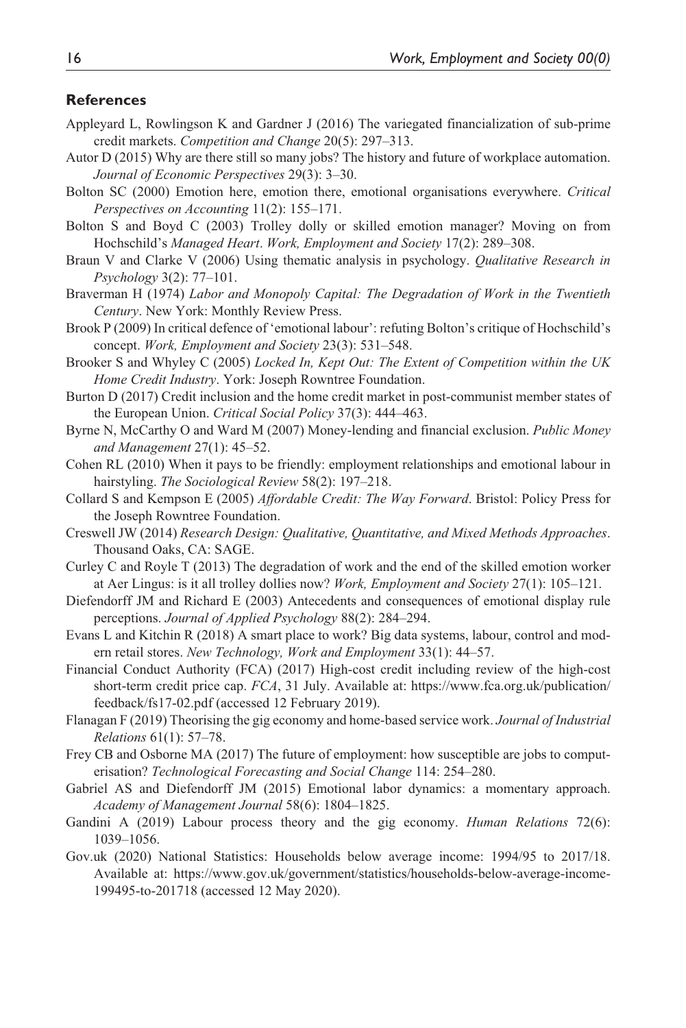### References

Appleyard L, Rowlingson K and Gardner J (2016) The variegated financialization of sub-prime credit markets. *Competition and Change* 20(5): 297–313.

Autor D (2015) Why are there still so many jobs? The history and future of workplace automation. *Journal of Economic Perspectives* 29(3): 3–30.

Bolton SC (2000) Emotion here, emotion there, emotional organisations everywhere. *Critical Perspectives on Accounting* 11(2): 155–171.

Bolton S and Boyd C (2003) Trolley dolly or skilled emotion manager? Moving on from Hochschild's *Managed Heart*. *Work, Employment and Society* 17(2): 289–308.

Braun V and Clarke V (2006) Using thematic analysis in psychology. *Qualitative Research in Psychology* 3(2): 77–101.

Braverman H (1974) *Labor and Monopoly Capital: The Degradation of Work in the Twentieth Century*. New York: Monthly Review Press.

Brook P (2009) In critical defence of 'emotional labour': refuting Bolton's critique of Hochschild's concept. *Work, Employment and Society* 23(3): 531–548.

Brooker S and Whyley C (2005) *Locked In, Kept Out: The Extent of Competition within the UK Home Credit Industry*. York: Joseph Rowntree Foundation.

Burton D (2017) Credit inclusion and the home credit market in post-communist member states of the European Union. *Critical Social Policy* 37(3): 444–463.

Byrne N, McCarthy O and Ward M (2007) Money-lending and financial exclusion. *Public Money and Management* 27(1): 45–52.

Cohen RL (2010) When it pays to be friendly: employment relationships and emotional labour in hairstyling. *The Sociological Review* 58(2): 197–218.

Collard S and Kempson E (2005) *Affordable Credit: The Way Forward*. Bristol: Policy Press for the Joseph Rowntree Foundation.

Creswell JW (2014) *Research Design: Qualitative, Quantitative, and Mixed Methods Approaches*. Thousand Oaks, CA: SAGE.

Curley C and Royle T (2013) The degradation of work and the end of the skilled emotion worker at Aer Lingus: is it all trolley dollies now? *Work, Employment and Society* 27(1): 105–121.

Diefendorff JM and Richard E (2003) Antecedents and consequences of emotional display rule perceptions. *Journal of Applied Psychology* 88(2): 284–294.

Evans L and Kitchin R (2018) A smart place to work? Big data systems, labour, control and modern retail stores. *New Technology, Work and Employment* 33(1): 44–57.

Financial Conduct Authority (FCA) (2017) High-cost credit including review of the high-cost short-term credit price cap. *FCA*, 31 July. Available at: https://www.fca.org.uk/publication/feedback/fs17-02.pdf (accessed 12 February 2019).

Flanagan F (2019) Theorising the gig economy and home-based service work. *Journal of Industrial Relations* 61(1): 57–78.

Frey CB and Osborne MA (2017) The future of employment: how susceptible are jobs to computerisation? *Technological Forecasting and Social Change* 114: 254–280.

Gabriel AS and Diefendorff JM (2015) Emotional labor dynamics: a momentary approach. *Academy of Management Journal* 58(6): 1804–1825.

Gandini A (2019) Labour process theory and the gig economy. *Human Relations* 72(6): 1039–1056.

Gov.uk (2020) National Statistics: Households below average income: 1994/95 to 2017/18. Available at: https://www.gov.uk/government/statistics/households-below-average-income-199495-to-201718 (accessed 12 May 2020).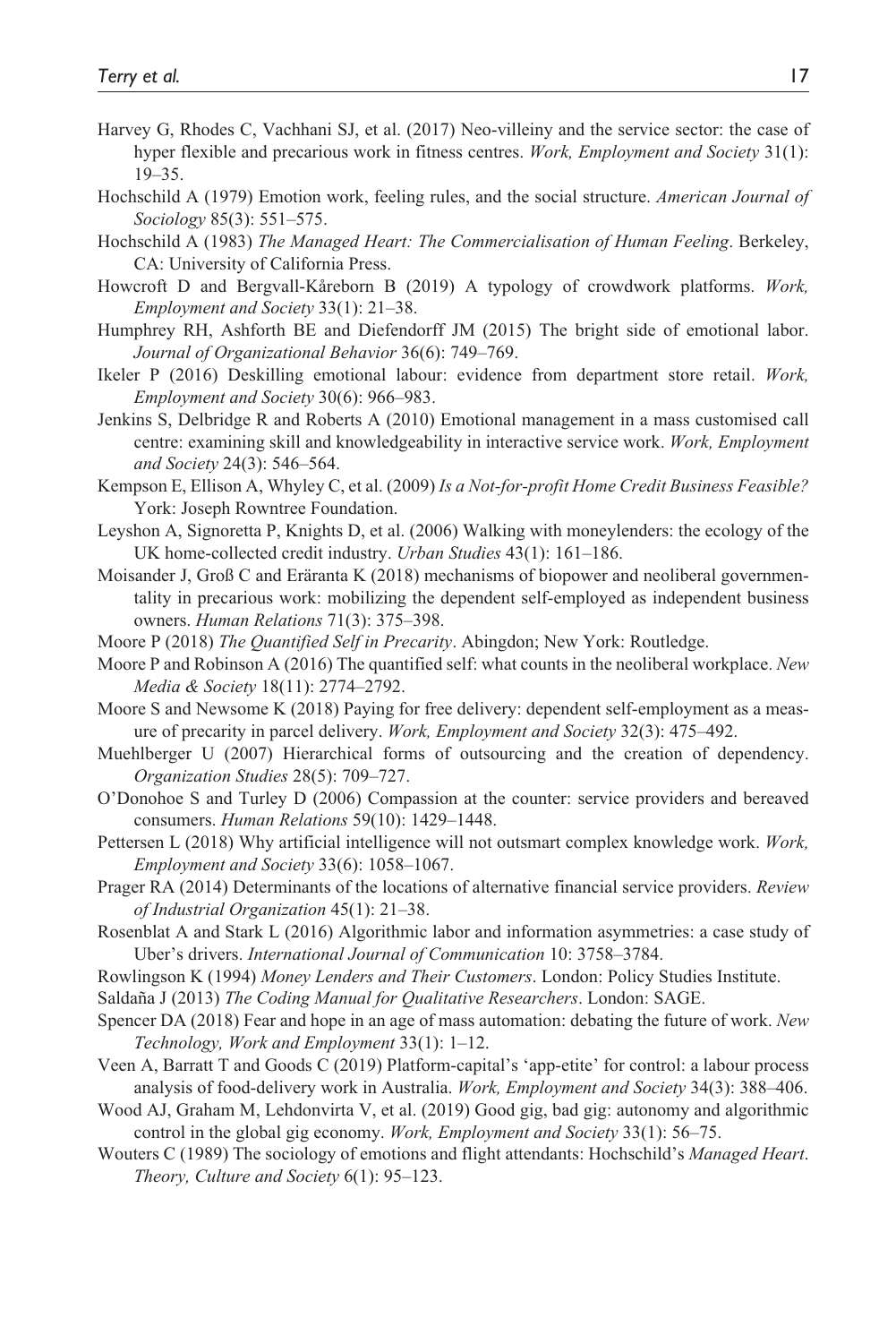Harvey G, Rhodes C, Vachhani SJ, et al. (2017) Neo-villeiny and the service sector: the case of hyper flexible and precarious work in fitness centres. *Work, Employment and Society* 31(1): 19–35.

Hochschild A (1979) Emotion work, feeling rules, and the social structure. *American Journal of Sociology* 85(3): 551–575.

Hochschild A (1983) *The Managed Heart: The Commercialisation of Human Feeling*. Berkeley, CA: University of California Press.

Howcroft D and Bergvall-Kåreborn B (2019) A typology of crowdwork platforms. *Work, Employment and Society* 33(1): 21–38.

Humphrey RH, Ashforth BE and Diefendorff JM (2015) The bright side of emotional labor. *Journal of Organizational Behavior* 36(6): 749–769.

Ikeler P (2016) Deskilling emotional labour: evidence from department store retail. *Work, Employment and Society* 30(6): 966–983.

Jenkins S, Delbridge R and Roberts A (2010) Emotional management in a mass customised call centre: examining skill and knowledgeability in interactive service work. *Work, Employment and Society* 24(3): 546–564.

Kempson E, Ellison A, Whyley C, et al. (2009) *Is a Not-for-profit Home Credit Business Feasible?* York: Joseph Rowntree Foundation.

Leyshon A, Signoretta P, Knights D, et al. (2006) Walking with moneylenders: the ecology of the UK home-collected credit industry. *Urban Studies* 43(1): 161–186.

Moisander J, Groß C and Eräranta K (2018) mechanisms of biopower and neoliberal governmentality in precarious work: mobilizing the dependent self-employed as independent business owners. *Human Relations* 71(3): 375–398.

Moore P (2018) *The Quantified Self in Precarity*. Abingdon; New York: Routledge.

Moore P and Robinson A (2016) The quantified self: what counts in the neoliberal workplace. *New Media & Society* 18(11): 2774–2792.

Moore S and Newsome K (2018) Paying for free delivery: dependent self-employment as a measure of precarity in parcel delivery. *Work, Employment and Society* 32(3): 475–492.

Muehlberger U (2007) Hierarchical forms of outsourcing and the creation of dependency. *Organization Studies* 28(5): 709–727.

O'Donohoe S and Turley D (2006) Compassion at the counter: service providers and bereaved consumers. *Human Relations* 59(10): 1429–1448.

Pettersen L (2018) Why artificial intelligence will not outsmart complex knowledge work. *Work, Employment and Society* 33(6): 1058–1067.

Prager RA (2014) Determinants of the locations of alternative financial service providers. *Review of Industrial Organization* 45(1): 21–38.

Rosenblat A and Stark L (2016) Algorithmic labor and information asymmetries: a case study of Uber's drivers. *International Journal of Communication* 10: 3758–3784.

Rowlingson K (1994) *Money Lenders and Their Customers*. London: Policy Studies Institute.

Saldaña J (2013) *The Coding Manual for Qualitative Researchers*. London: SAGE.

Spencer DA (2018) Fear and hope in an age of mass automation: debating the future of work. *New Technology, Work and Employment* 33(1): 1–12.

Veen A, Barratt T and Goods C (2019) Platform-capital's 'app-etite' for control: a labour process analysis of food-delivery work in Australia. *Work, Employment and Society* 34(3): 388–406.

Wood AJ, Graham M, Lehdonvirta V, et al. (2019) Good gig, bad gig: autonomy and algorithmic control in the global gig economy. *Work, Employment and Society* 33(1): 56–75.

Wouters C (1989) The sociology of emotions and flight attendants: Hochschild's *Managed Heart*. *Theory, Culture and Society* 6(1): 95–123.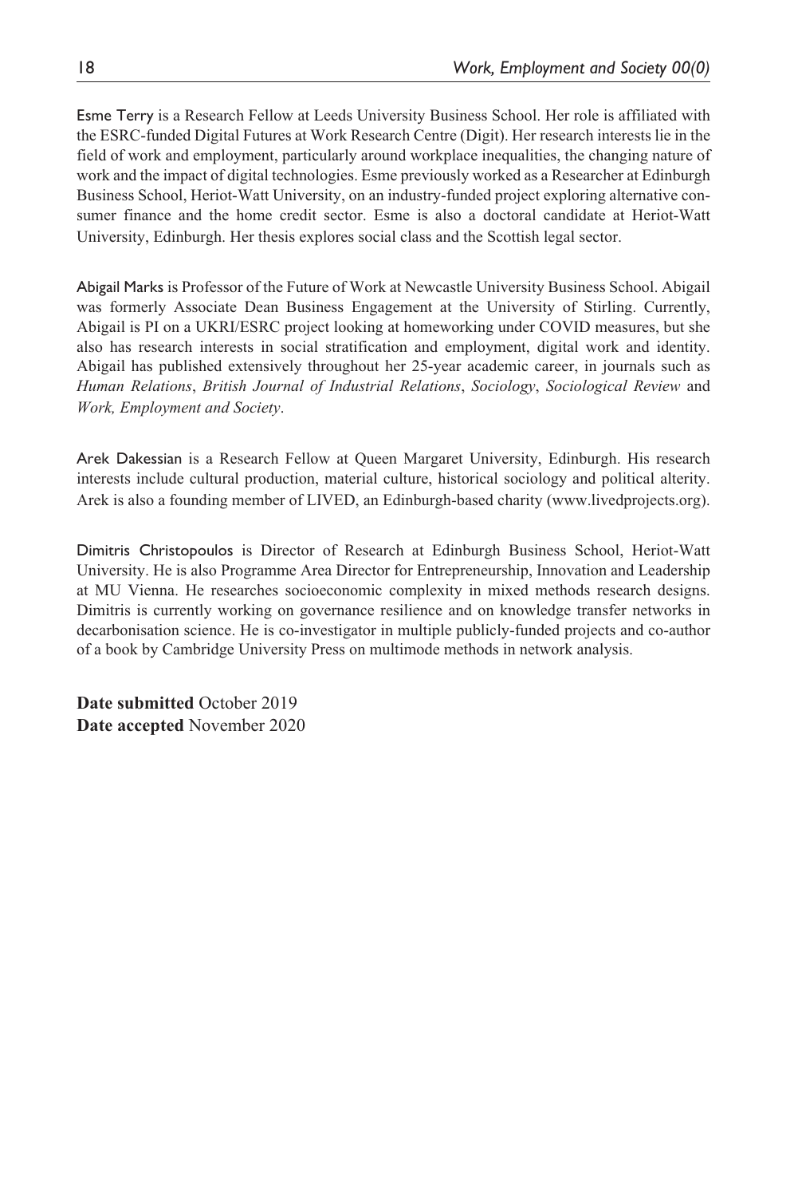Esme Terry is a Research Fellow at Leeds University Business School. Her role is affiliated with the ESRC-funded Digital Futures at Work Research Centre (Digit). Her research interests lie in the field of work and employment, particularly around workplace inequalities, the changing nature of work and the impact of digital technologies. Esme previously worked as a Researcher at Edinburgh Business School, Heriot-Watt University, on an industry-funded project exploring alternative consumer finance and the home credit sector. Esme is also a doctoral candidate at Heriot-Watt University, Edinburgh. Her thesis explores social class and the Scottish legal sector.

Abigail Marks is Professor of the Future of Work at Newcastle University Business School. Abigail was formerly Associate Dean Business Engagement at the University of Stirling. Currently, Abigail is PI on a UKRI/ESRC project looking at homeworking under COVID measures, but she also has research interests in social stratification and employment, digital work and identity. Abigail has published extensively throughout her 25-year academic career, in journals such as *Human Relations*, *British Journal of Industrial Relations*, *Sociology*, *Sociological Review* and *Work, Employment and Society*.

Arek Dakessian is a Research Fellow at Queen Margaret University, Edinburgh. His research interests include cultural production, material culture, historical sociology and political alterity. Arek is also a founding member of LIVED, an Edinburgh-based charity (www.livedprojects.org).

Dimitris Christopoulos is Director of Research at Edinburgh Business School, Heriot-Watt University. He is also Programme Area Director for Entrepreneurship, Innovation and Leadership at MU Vienna. He researches socioeconomic complexity in mixed methods research designs. Dimitris is currently working on governance resilience and on knowledge transfer networks in decarbonisation science. He is co-investigator in multiple publicly-funded projects and co-author of a book by Cambridge University Press on multimode methods in network analysis.

**Date submitted** October 2019
**Date accepted** November 2020